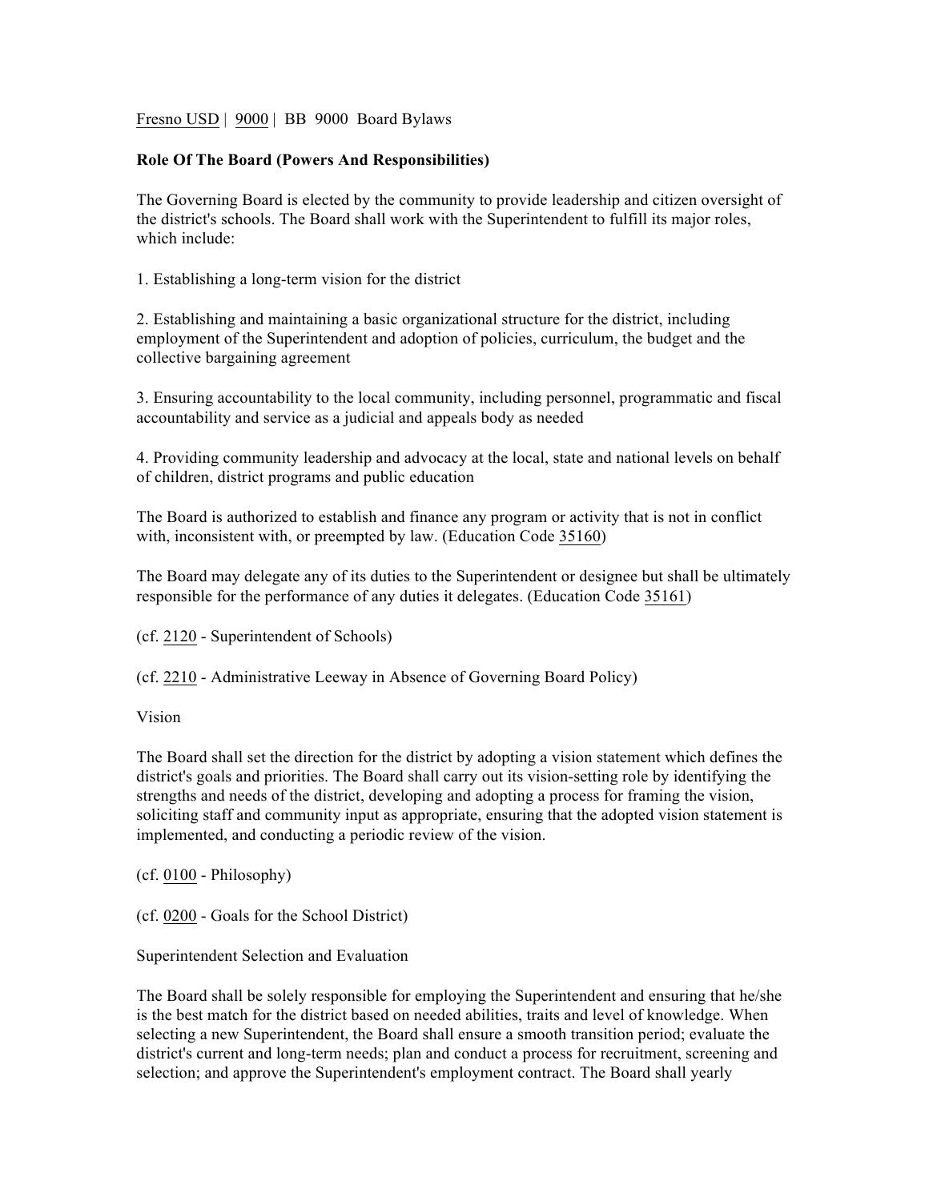Fresno USD | 9000 | BB 9000 Board Bylaws

**Role Of The Board (Powers And Responsibilities)**

The Governing Board is elected by the community to provide leadership and citizen oversight of the district's schools. The Board shall work with the Superintendent to fulfill its major roles, which include:

1. Establishing a long-term vision for the district

2. Establishing and maintaining a basic organizational structure for the district, including employment of the Superintendent and adoption of policies, curriculum, the budget and the collective bargaining agreement

3. Ensuring accountability to the local community, including personnel, programmatic and fiscal accountability and service as a judicial and appeals body as needed

4. Providing community leadership and advocacy at the local, state and national levels on behalf of children, district programs and public education

The Board is authorized to establish and finance any program or activity that is not in conflict with, inconsistent with, or preempted by law. (Education Code 35160)

The Board may delegate any of its duties to the Superintendent or designee but shall be ultimately responsible for the performance of any duties it delegates. (Education Code 35161)

(cf. 2120 - Superintendent of Schools)

(cf. 2210 - Administrative Leeway in Absence of Governing Board Policy)

Vision

The Board shall set the direction for the district by adopting a vision statement which defines the district's goals and priorities. The Board shall carry out its vision-setting role by identifying the strengths and needs of the district, developing and adopting a process for framing the vision, soliciting staff and community input as appropriate, ensuring that the adopted vision statement is implemented, and conducting a periodic review of the vision.

(cf. 0100 - Philosophy)

(cf. 0200 - Goals for the School District)

Superintendent Selection and Evaluation

The Board shall be solely responsible for employing the Superintendent and ensuring that he/she is the best match for the district based on needed abilities, traits and level of knowledge. When selecting a new Superintendent, the Board shall ensure a smooth transition period; evaluate the district's current and long-term needs; plan and conduct a process for recruitment, screening and selection; and approve the Superintendent's employment contract. The Board shall yearly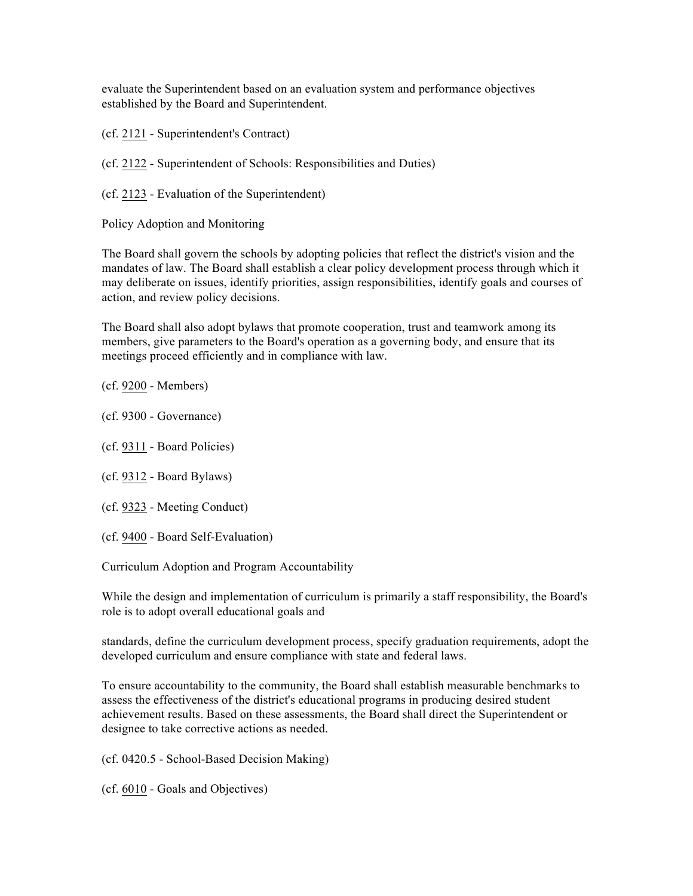evaluate the Superintendent based on an evaluation system and performance objectives established by the Board and Superintendent.

(cf. 2121 - Superintendent's Contract)

(cf. 2122 - Superintendent of Schools: Responsibilities and Duties)

(cf. 2123 - Evaluation of the Superintendent)

Policy Adoption and Monitoring

The Board shall govern the schools by adopting policies that reflect the district's vision and the mandates of law. The Board shall establish a clear policy development process through which it may deliberate on issues, identify priorities, assign responsibilities, identify goals and courses of action, and review policy decisions.

The Board shall also adopt bylaws that promote cooperation, trust and teamwork among its members, give parameters to the Board's operation as a governing body, and ensure that its meetings proceed efficiently and in compliance with law.

(cf. 9200 - Members)

(cf. 9300 - Governance)

(cf. 9311 - Board Policies)

(cf. 9312 - Board Bylaws)

(cf. 9323 - Meeting Conduct)

(cf. 9400 - Board Self-Evaluation)

Curriculum Adoption and Program Accountability

While the design and implementation of curriculum is primarily a staff responsibility, the Board's role is to adopt overall educational goals and standards, define the curriculum development process, specify graduation requirements, adopt the developed curriculum and ensure compliance with state and federal laws.

To ensure accountability to the community, the Board shall establish measurable benchmarks to assess the effectiveness of the district's educational programs in producing desired student achievement results. Based on these assessments, the Board shall direct the Superintendent or designee to take corrective actions as needed.

(cf. 0420.5 - School-Based Decision Making)

(cf. 6010 - Goals and Objectives)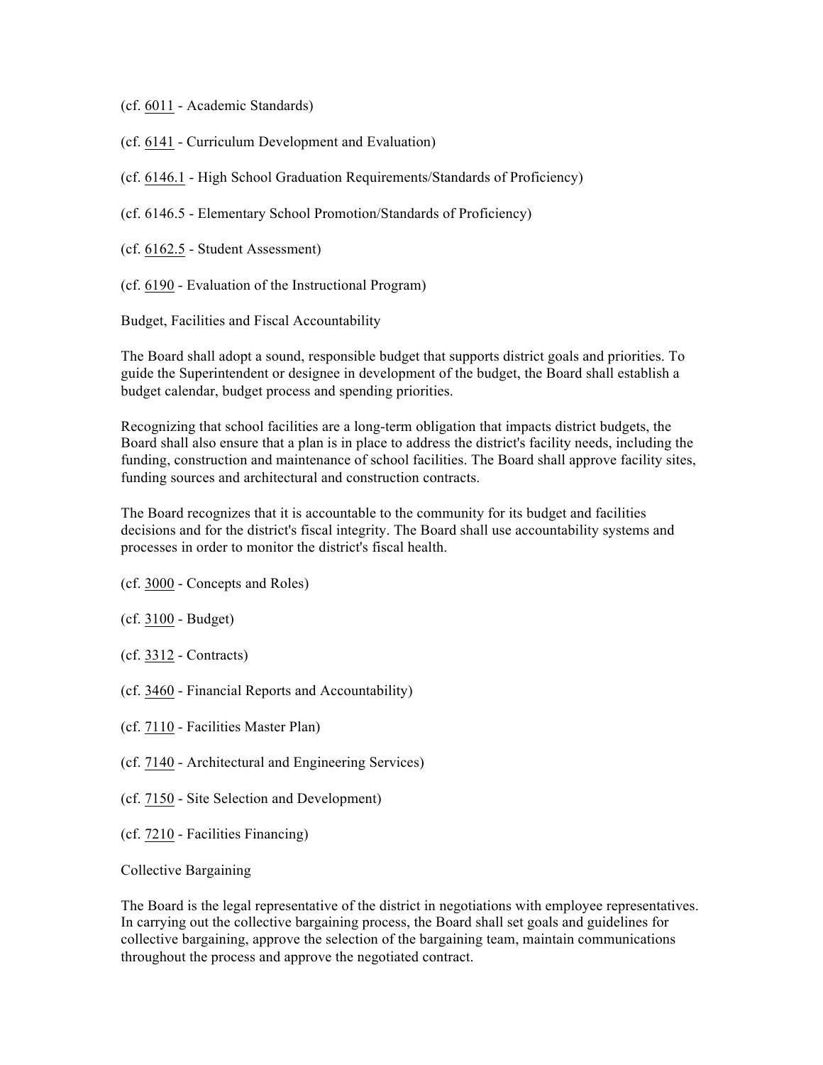(cf. 6011 - Academic Standards)

(cf. 6141 - Curriculum Development and Evaluation)

(cf. 6146.1 - High School Graduation Requirements/Standards of Proficiency)

(cf. 6146.5 - Elementary School Promotion/Standards of Proficiency)

(cf. 6162.5 - Student Assessment)

(cf. 6190 - Evaluation of the Instructional Program)

Budget, Facilities and Fiscal Accountability

The Board shall adopt a sound, responsible budget that supports district goals and priorities. To guide the Superintendent or designee in development of the budget, the Board shall establish a budget calendar, budget process and spending priorities.

Recognizing that school facilities are a long-term obligation that impacts district budgets, the Board shall also ensure that a plan is in place to address the district's facility needs, including the funding, construction and maintenance of school facilities. The Board shall approve facility sites, funding sources and architectural and construction contracts.

The Board recognizes that it is accountable to the community for its budget and facilities decisions and for the district's fiscal integrity. The Board shall use accountability systems and processes in order to monitor the district's fiscal health.

(cf. 3000 - Concepts and Roles)

(cf. 3100 - Budget)

(cf. 3312 - Contracts)

(cf. 3460 - Financial Reports and Accountability)

(cf. 7110 - Facilities Master Plan)

(cf. 7140 - Architectural and Engineering Services)

(cf. 7150 - Site Selection and Development)

(cf. 7210 - Facilities Financing)

Collective Bargaining

The Board is the legal representative of the district in negotiations with employee representatives. In carrying out the collective bargaining process, the Board shall set goals and guidelines for collective bargaining, approve the selection of the bargaining team, maintain communications throughout the process and approve the negotiated contract.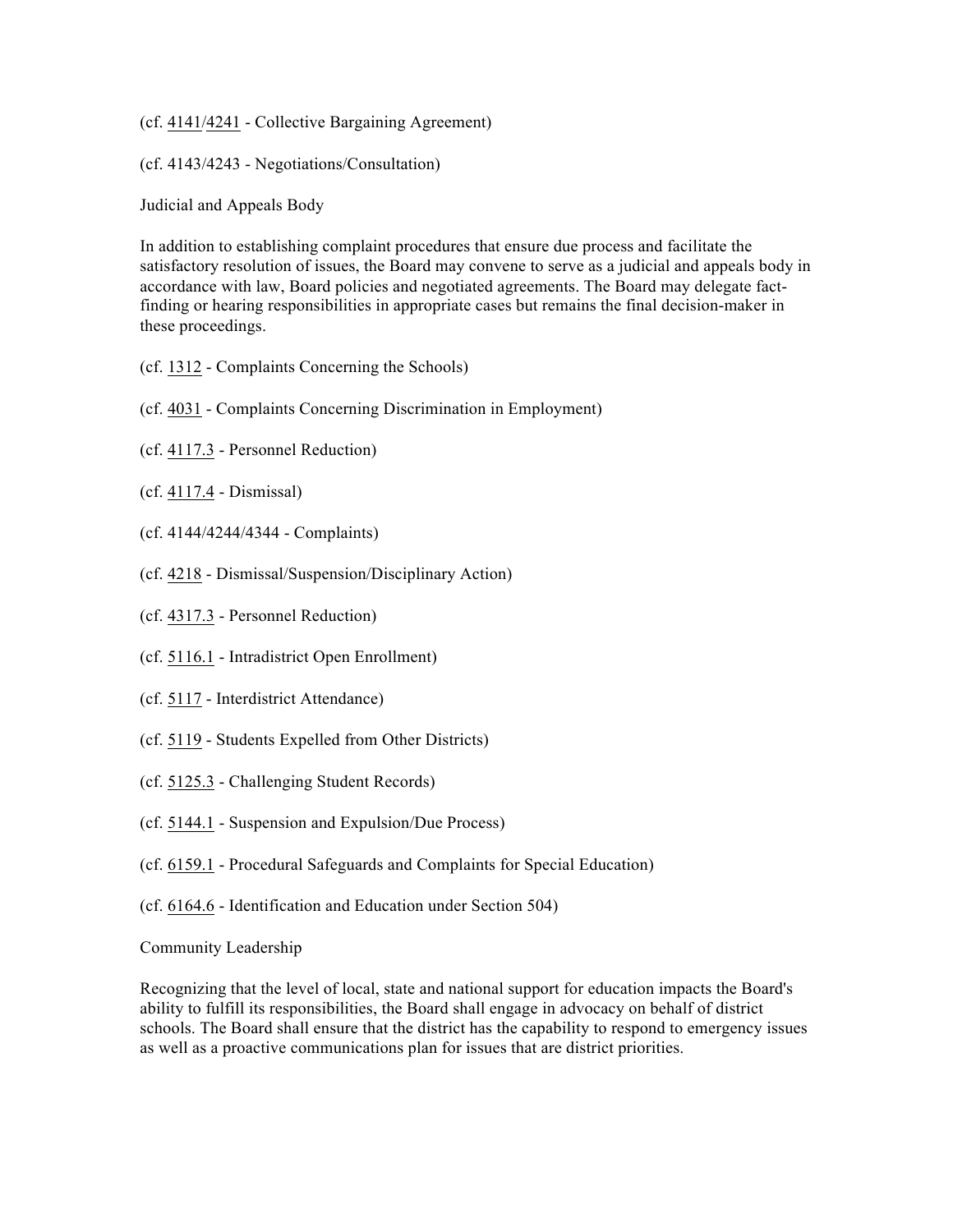(cf. 4141/4241 - Collective Bargaining Agreement)

(cf. 4143/4243 - Negotiations/Consultation)

Judicial and Appeals Body

In addition to establishing complaint procedures that ensure due process and facilitate the satisfactory resolution of issues, the Board may convene to serve as a judicial and appeals body in accordance with law, Board policies and negotiated agreements. The Board may delegate fact-finding or hearing responsibilities in appropriate cases but remains the final decision-maker in these proceedings.

(cf. 1312 - Complaints Concerning the Schools)

(cf. 4031 - Complaints Concerning Discrimination in Employment)

(cf. 4117.3 - Personnel Reduction)

(cf. 4117.4 - Dismissal)

(cf. 4144/4244/4344 - Complaints)

(cf. 4218 - Dismissal/Suspension/Disciplinary Action)

(cf. 4317.3 - Personnel Reduction)

(cf. 5116.1 - Intradistrict Open Enrollment)

(cf. 5117 - Interdistrict Attendance)

(cf. 5119 - Students Expelled from Other Districts)

(cf. 5125.3 - Challenging Student Records)

(cf. 5144.1 - Suspension and Expulsion/Due Process)

(cf. 6159.1 - Procedural Safeguards and Complaints for Special Education)

(cf. 6164.6 - Identification and Education under Section 504)

Community Leadership

Recognizing that the level of local, state and national support for education impacts the Board's ability to fulfill its responsibilities, the Board shall engage in advocacy on behalf of district schools. The Board shall ensure that the district has the capability to respond to emergency issues as well as a proactive communications plan for issues that are district priorities.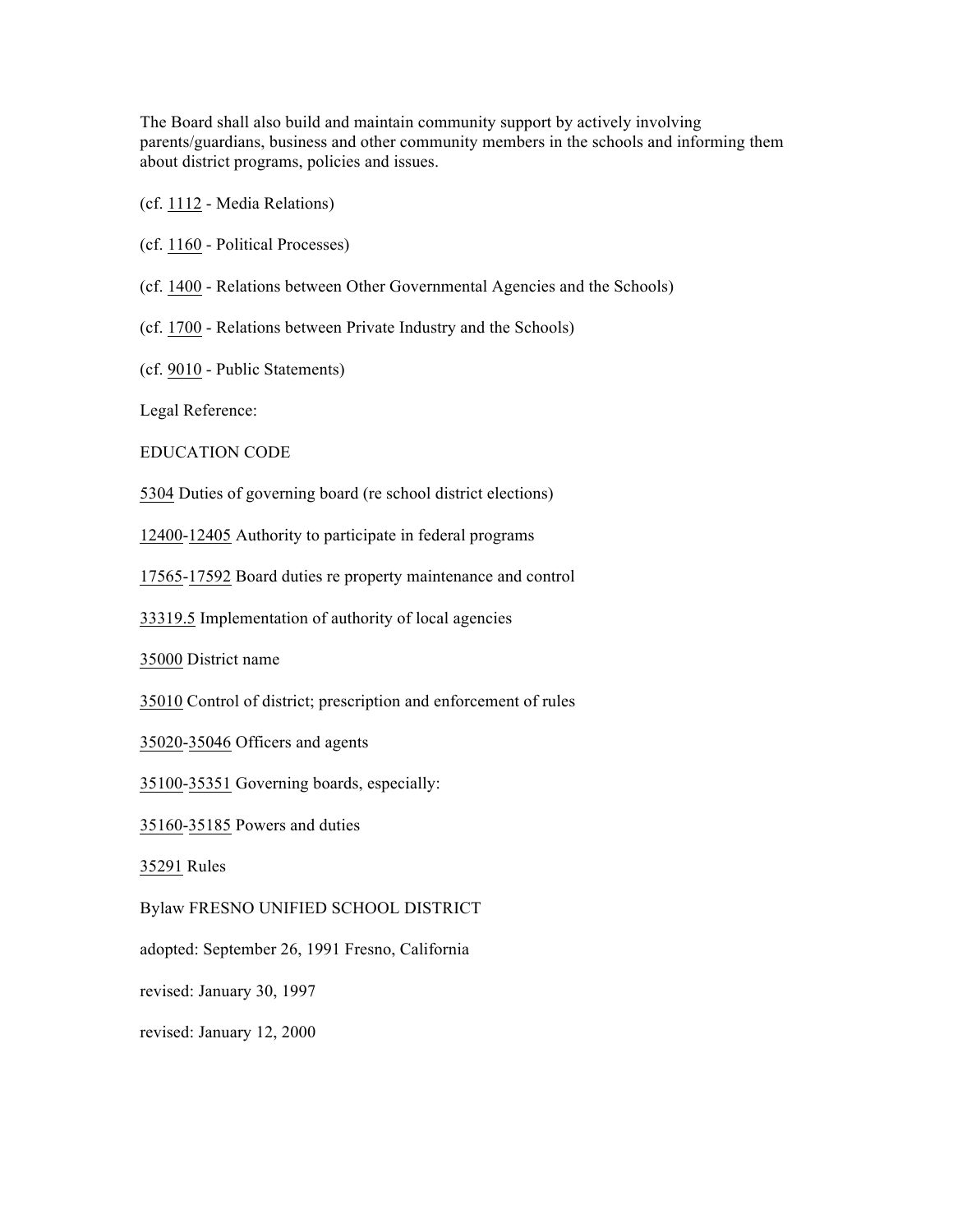The Board shall also build and maintain community support by actively involving parents/guardians, business and other community members in the schools and informing them about district programs, policies and issues.

(cf. 1112 - Media Relations)

(cf. 1160 - Political Processes)

(cf. 1400 - Relations between Other Governmental Agencies and the Schools)

(cf. 1700 - Relations between Private Industry and the Schools)

(cf. 9010 - Public Statements)

Legal Reference:

EDUCATION CODE

5304 Duties of governing board (re school district elections)

12400-12405 Authority to participate in federal programs

17565-17592 Board duties re property maintenance and control

33319.5 Implementation of authority of local agencies

35000 District name

35010 Control of district; prescription and enforcement of rules

35020-35046 Officers and agents

35100-35351 Governing boards, especially:

35160-35185 Powers and duties

35291 Rules

Bylaw FRESNO UNIFIED SCHOOL DISTRICT

adopted: September 26, 1991 Fresno, California

revised: January 30, 1997

revised: January 12, 2000